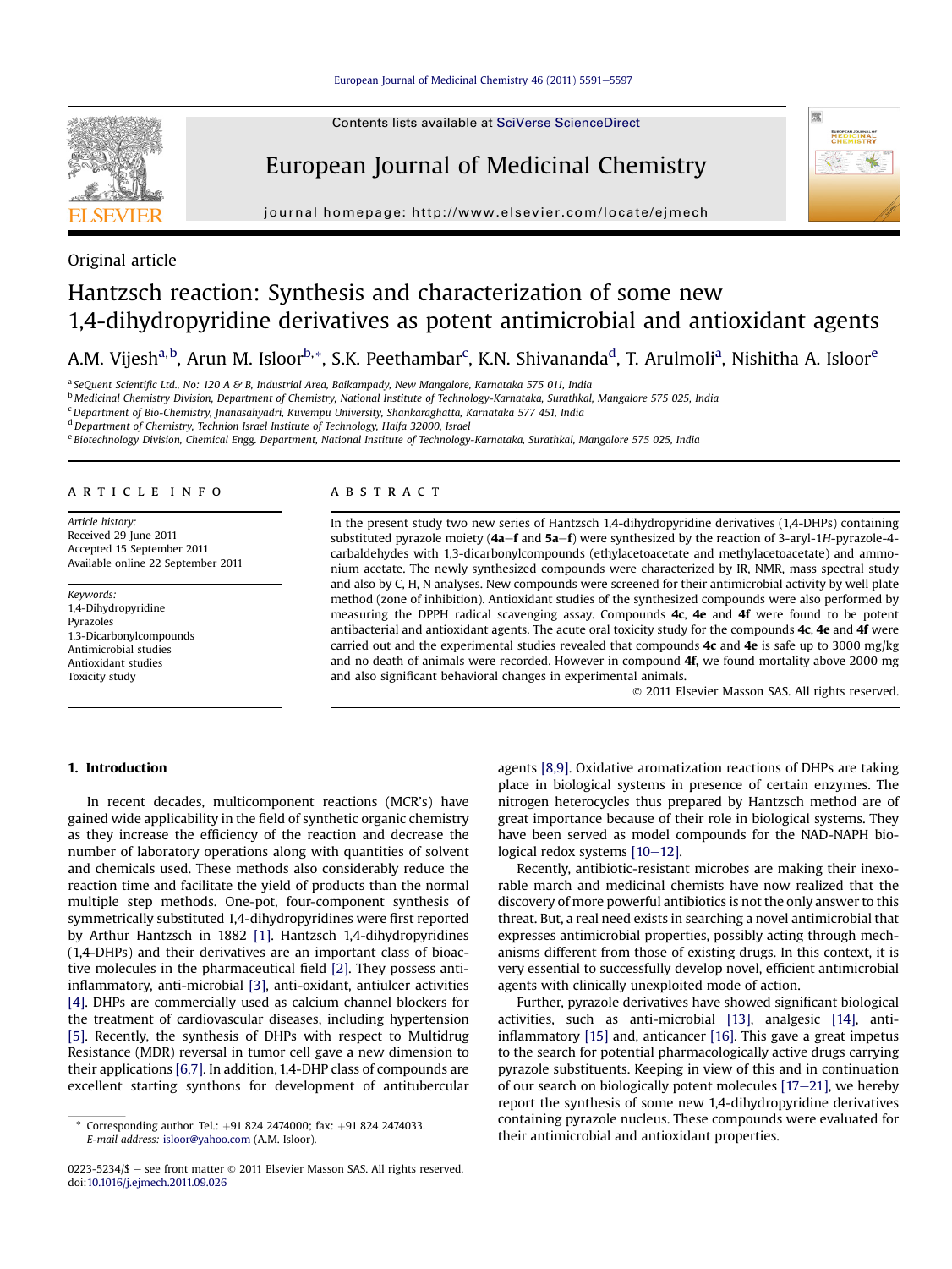Original article

# Hantzsch reaction: Synthesis and characterization of some new 1,4-dihydropyridine derivatives as potent antimicrobial and antioxidant agents

A.M. Vijesh[a,b], Arun M. Isloor[b,*], S.K. Peethambar[c], K.N. Shivananda[d], T. Arulmoli[a], Nishitha A. Isloor[e]

[a] SeQuent Scientific Ltd., No: 120 A & B, Industrial Area, Baikampady, New Mangalore, Karnataka 575 011, India
[b] Medicinal Chemistry Division, Department of Chemistry, National Institute of Technology-Karnataka, Surathkal, Mangalore 575 025, India
[c] Department of Bio-Chemistry, Jnanasahyadri, Kuvempu University, Shankaraghatta, Karnataka 577 451, India
[d] Department of Chemistry, Technion Israel Institute of Technology, Haifa 32000, Israel
[e] Biotechnology Division, Chemical Engg. Department, National Institute of Technology-Karnataka, Surathkal, Mangalore 575 025, India

**ARTICLE INFO**

*Article history:*
Received 29 June 2011
Accepted 15 September 2011
Available online 22 September 2011

*Keywords:*
1,4-Dihydropyridine
Pyrazoles
1,3-Dicarbonylcompounds
Antimicrobial studies
Antioxidant studies
Toxicity study

**ABSTRACT**

In the present study two new series of Hantzsch 1,4-dihydropyridine derivatives (1,4-DHPs) containing substituted pyrazole moiety (**4a**–**f** and **5a**–**f**) were synthesized by the reaction of 3-aryl-1*H*-pyrazole-4-carbaldehydes with 1,3-dicarbonylcompounds (ethylacetoacetate and methylacetoacetate) and ammonium acetate. The newly synthesized compounds were characterized by IR, NMR, mass spectral study and also by C, H, N analyses. New compounds were screened for their antimicrobial activity by well plate method (zone of inhibition). Antioxidant studies of the synthesized compounds were also performed by measuring the DPPH radical scavenging assay. Compounds **4c**, **4e** and **4f** were found to be potent antibacterial and antioxidant agents. The acute oral toxicity study for the compounds **4c**, **4e** and **4f** were carried out and the experimental studies revealed that compounds **4c** and **4e** is safe up to 3000 mg/kg and no death of animals were recorded. However in compound **4f,** we found mortality above 2000 mg and also significant behavioral changes in experimental animals.

© 2011 Elsevier Masson SAS. All rights reserved.

## 1. Introduction

In recent decades, multicomponent reactions (MCR's) have gained wide applicability in the field of synthetic organic chemistry as they increase the efficiency of the reaction and decrease the number of laboratory operations along with quantities of solvent and chemicals used. These methods also considerably reduce the reaction time and facilitate the yield of products than the normal multiple step methods. One-pot, four-component synthesis of symmetrically substituted 1,4-dihydropyridines were first reported by Arthur Hantzsch in 1882 [1]. Hantzsch 1,4-dihydropyridines (1,4-DHPs) and their derivatives are an important class of bioactive molecules in the pharmaceutical field [2]. They possess anti-inflammatory, anti-microbial [3], anti-oxidant, antiulcer activities [4]. DHPs are commercially used as calcium channel blockers for the treatment of cardiovascular diseases, including hypertension [5]. Recently, the synthesis of DHPs with respect to Multidrug Resistance (MDR) reversal in tumor cell gave a new dimension to their applications [6,7]. In addition, 1,4-DHP class of compounds are excellent starting synthons for development of antitubercular agents [8,9]. Oxidative aromatization reactions of DHPs are taking place in biological systems in presence of certain enzymes. The nitrogen heterocycles thus prepared by Hantzsch method are of great importance because of their role in biological systems. They have been served as model compounds for the NAD-NAPH biological redox systems [10–12].

Recently, antibiotic-resistant microbes are making their inexorable march and medicinal chemists have now realized that the discovery of more powerful antibiotics is not the only answer to this threat. But, a real need exists in searching a novel antimicrobial that expresses antimicrobial properties, possibly acting through mechanisms different from those of existing drugs. In this context, it is very essential to successfully develop novel, efficient antimicrobial agents with clinically unexploited mode of action.

Further, pyrazole derivatives have showed significant biological activities, such as anti-microbial [13], analgesic [14], anti-inflammatory [15] and, anticancer [16]. This gave a great impetus to the search for potential pharmacologically active drugs carrying pyrazole substituents. Keeping in view of this and in continuation of our search on biologically potent molecules [17–21], we hereby report the synthesis of some new 1,4-dihydropyridine derivatives containing pyrazole nucleus. These compounds were evaluated for their antimicrobial and antioxidant properties.

* Corresponding author. Tel.: +91 824 2474000; fax: +91 824 2474033. E-mail address: isloor@yahoo.com (A.M. Isloor).

0223-5234/$ – see front matter © 2011 Elsevier Masson SAS. All rights reserved.
doi:10.1016/j.ejmech.2011.09.026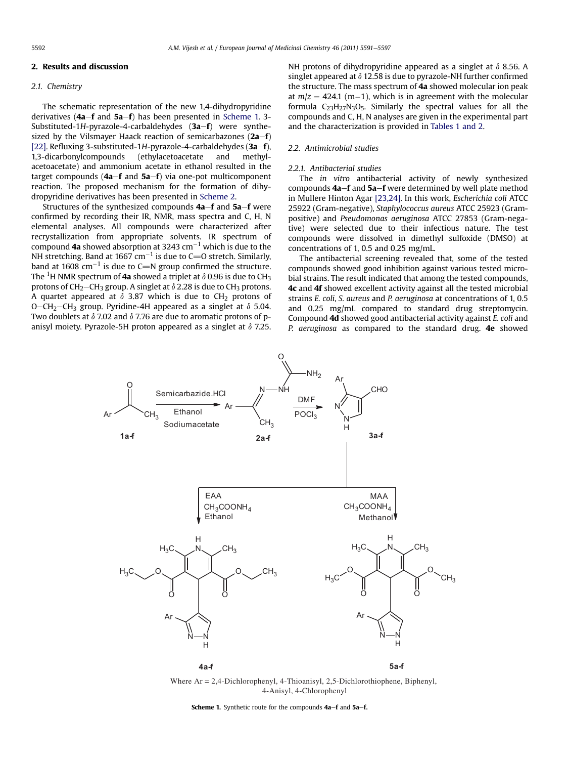## 2. Results and discussion

### 2.1. Chemistry

The schematic representation of the new 1,4-dihydropyridine derivatives (**4a**–**f** and **5a**–**f**) has been presented in Scheme 1. 3-Substituted-1*H*-pyrazole-4-carbaldehydes (**3a**–**f**) were synthesized by the Vilsmayer Haack reaction of semicarbazones (**2a**–**f**) [22]. Refluxing 3-substituted-1*H*-pyrazole-4-carbaldehydes (**3a**–**f**), 1,3-dicarbonylcompounds (ethylacetoacetate and methylacetoacetate) and ammonium acetate in ethanol resulted in the target compounds (**4a**–**f** and **5a**–**f**) via one-pot multicomponent reaction. The proposed mechanism for the formation of dihydropyridine derivatives has been presented in Scheme 2.

Structures of the synthesized compounds **4a**–**f** and **5a**–**f** were confirmed by recording their IR, NMR, mass spectra and C, H, N elemental analyses. All compounds were characterized after recrystallization from appropriate solvents. IR spectrum of compound **4a** showed absorption at 3243 $cm^{-1}$ which is due to the NH stretching. Band at 1667 $cm^{-1}$ is due to C=O stretch. Similarly, band at 1608 $cm^{-1}$ is due to C=N group confirmed the structure. The $^1$H NMR spectrum of **4a** showed a triplet at $\delta$ 0.96 is due to $CH_3$ protons of $CH_2$–$CH_3$ group. A singlet at $\delta$ 2.28 is due to $CH_3$ protons. A quartet appeared at $\delta$ 3.87 which is due to $CH_2$ protons of O–$CH_2$–$CH_3$ group. Pyridine-4H appeared as a singlet at $\delta$ 5.04. Two doublets at $\delta$ 7.02 and $\delta$ 7.76 are due to aromatic protons of p-anisyl moiety. Pyrazole-5H proton appeared as a singlet at $\delta$ 7.25. NH protons of dihydropyridine appeared as a singlet at $\delta$ 8.56. A singlet appeared at $\delta$ 12.58 is due to pyrazole-NH further confirmed the structure. The mass spectrum of **4a** showed molecular ion peak at $m/z$ = 424.1 (m−1), which is in agreement with the molecular formula $C_{23}H_{27}N_3O_5$. Similarly the spectral values for all the compounds and C, H, N analyses are given in the experimental part and the characterization is provided in Tables 1 and 2.

### 2.2. Antimicrobial studies

#### 2.2.1. Antibacterial studies

The *in vitro* antibacterial activity of newly synthesized compounds **4a**–**f** and **5a**–**f** were determined by well plate method in Mullere Hinton Agar [23,24]. In this work, *Escherichia coli* ATCC 25922 (Gram-negative), *Staphylococcus aureus* ATCC 25923 (Gram-positive) and *Pseudomonas aeruginosa* ATCC 27853 (Gram-negative) were selected due to their infectious nature. The test compounds were dissolved in dimethyl sulfoxide (DMSO) at concentrations of 1, 0.5 and 0.25 mg/mL.

The antibacterial screening revealed that, some of the tested compounds showed good inhibition against various tested microbial strains. The result indicated that among the tested compounds, **4c** and **4f** showed excellent activity against all the tested microbial strains *E. coli*, *S. aureus* and *P. aeruginosa* at concentrations of 1, 0.5 and 0.25 mg/mL compared to standard drug streptomycin. Compound **4d** showed good antibacterial activity against *E. coli* and *P. aeruginosa* as compared to the standard drug. **4e** showed

Where Ar = 2,4-Dichlorophenyl, 4-Thioanisyl, 2,5-Dichlorothiophene, Biphenyl, 4-Anisyl, 4-Chlorophenyl

**Scheme 1.** Synthetic route for the compounds **4a**–**f** and **5a**–**f**.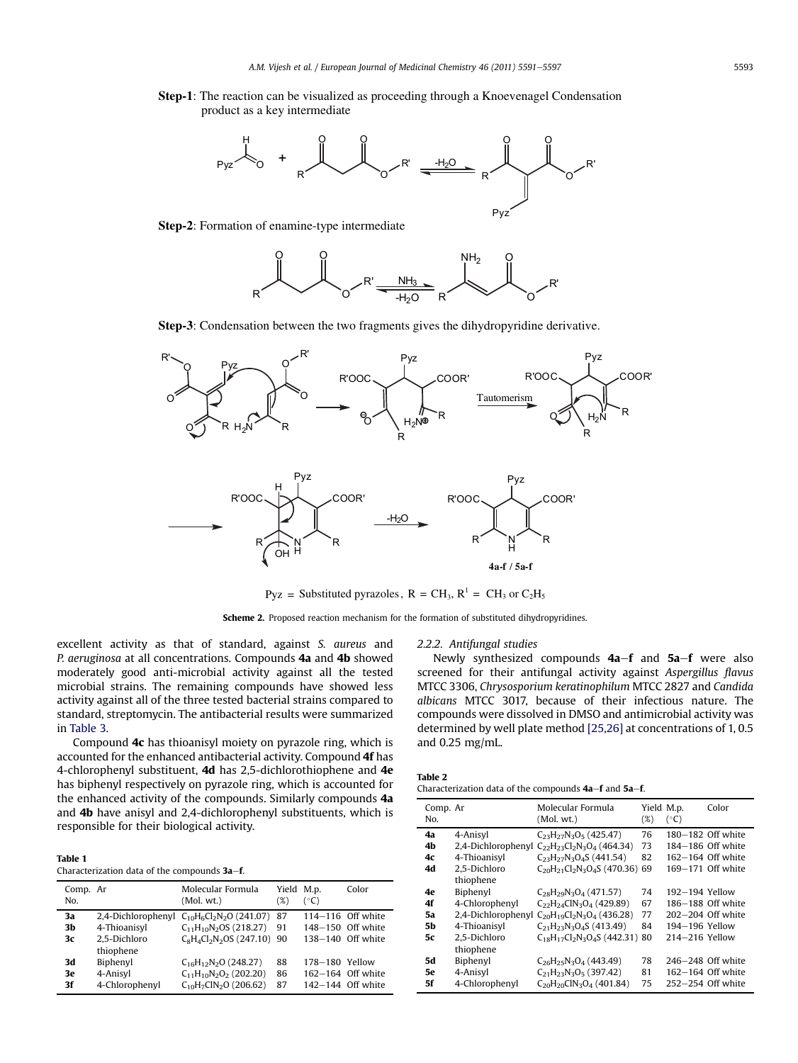**Step-1**: The reaction can be visualized as proceeding through a Knoevenagel Condensation product as a key intermediate

**Step-2**: Formation of enamine-type intermediate

**Step-3**: Condensation between the two fragments gives the dihydropyridine derivative.

Pyz = Substituted pyrazoles, R = $CH_3$, $R^1$ = $CH_3$ or $C_2H_5$

**Scheme 2.** Proposed reaction mechanism for the formation of substituted dihydropyridines.

excellent activity as that of standard, against *S. aureus* and *P. aeruginosa* at all concentrations. Compounds **4a** and **4b** showed moderately good anti-microbial activity against all the tested microbial strains. The remaining compounds have showed less activity against all of the three tested bacterial strains compared to standard, streptomycin. The antibacterial results were summarized in Table 3.

Compound **4c** has thioanisyl moiety on pyrazole ring, which is accounted for the enhanced antibacterial activity. Compound **4f** has 4-chlorophenyl substituent, **4d** has 2,5-dichlorothiophene and **4e** has biphenyl respectively on pyrazole ring, which is accounted for the enhanced activity of the compounds. Similarly compounds **4a** and **4b** have anisyl and 2,4-dichlorophenyl substituents, which is responsible for their biological activity.

**Table 1**
Characterization data of the compounds **3a**–**f**.

| Comp. No. | Ar | Molecular Formula (Mol. wt.) | Yield (%) | M.p. (°C) | Color |
|---|---|---|---|---|---|
| **3a** | 2,4-Dichlorophenyl | $C_{10}H_6Cl_2N_2O$ (241.07) | 87 | 114–116 | Off white |
| **3b** | 4-Thioanisyl | $C_{11}H_{10}N_2OS$ (218.27) | 91 | 148–150 | Off white |
| **3c** | 2,5-Dichloro thiophene | $C_8H_4Cl_2N_2OS$ (247.10) | 90 | 138–140 | Off white |
| **3d** | Biphenyl | $C_{16}H_{12}N_2O$ (248.27) | 88 | 178–180 | Yellow |
| **3e** | 4-Anisyl | $C_{11}H_{10}N_2O_2$ (202.20) | 86 | 162–164 | Off white |
| **3f** | 4-Chlorophenyl | $C_{10}H_7ClN_2O$ (206.62) | 87 | 142–144 | Off white |

#### 2.2.2. Antifungal studies

Newly synthesized compounds **4a**–**f** and **5a**–**f** were also screened for their antifungal activity against *Aspergillus flavus* MTCC 3306, *Chrysosporium keratinophilum* MTCC 2827 and *Candida albicans* MTCC 3017, because of their infectious nature. The compounds were dissolved in DMSO and antimicrobial activity was determined by well plate method [25,26] at concentrations of 1, 0.5 and 0.25 mg/mL.

**Table 2**
Characterization data of the compounds **4a**–**f** and **5a**–**f**.

| Comp. No. | Ar | Molecular Formula (Mol. wt.) | Yield (%) | M.p. (°C) | Color |
|---|---|---|---|---|---|
| **4a** | 4-Anisyl | $C_{23}H_{27}N_3O_5$ (425.47) | 76 | 180–182 | Off white |
| **4b** | 2,4-Dichlorophenyl | $C_{22}H_{23}Cl_2N_3O_4$ (464.34) | 73 | 184–186 | Off white |
| **4c** | 4-Thioanisyl | $C_{23}H_{27}N_3O_4S$ (441.54) | 82 | 162–164 | Off white |
| **4d** | 2,5-Dichloro thiophene | $C_{20}H_{21}Cl_2N_3O_4S$ (470.36) | 69 | 169–171 | Off white |
| **4e** | Biphenyl | $C_{28}H_{29}N_3O_4$ (471.57) | 74 | 192–194 | Yellow |
| **4f** | 4-Chlorophenyl | $C_{22}H_{24}ClN_3O_4$ (429.89) | 67 | 186–188 | Off white |
| **5a** | 2,4-Dichlorophenyl | $C_{20}H_{19}Cl_2N_3O_4$ (436.28) | 77 | 202–204 | Off white |
| **5b** | 4-Thioanisyl | $C_{21}H_{23}N_3O_4S$ (413.49) | 84 | 194–196 | Yellow |
| **5c** | 2,5-Dichloro thiophene | $C_{18}H_{17}Cl_2N_3O_4S$ (442.31) | 80 | 214–216 | Yellow |
| **5d** | Biphenyl | $C_{26}H_{25}N_3O_4$ (443.49) | 78 | 246–248 | Off white |
| **5e** | 4-Anisyl | $C_{21}H_{23}N_3O_5$ (397.42) | 81 | 162–164 | Off white |
| **5f** | 4-Chlorophenyl | $C_{20}H_{20}ClN_3O_4$ (401.84) | 75 | 252–254 | Off white |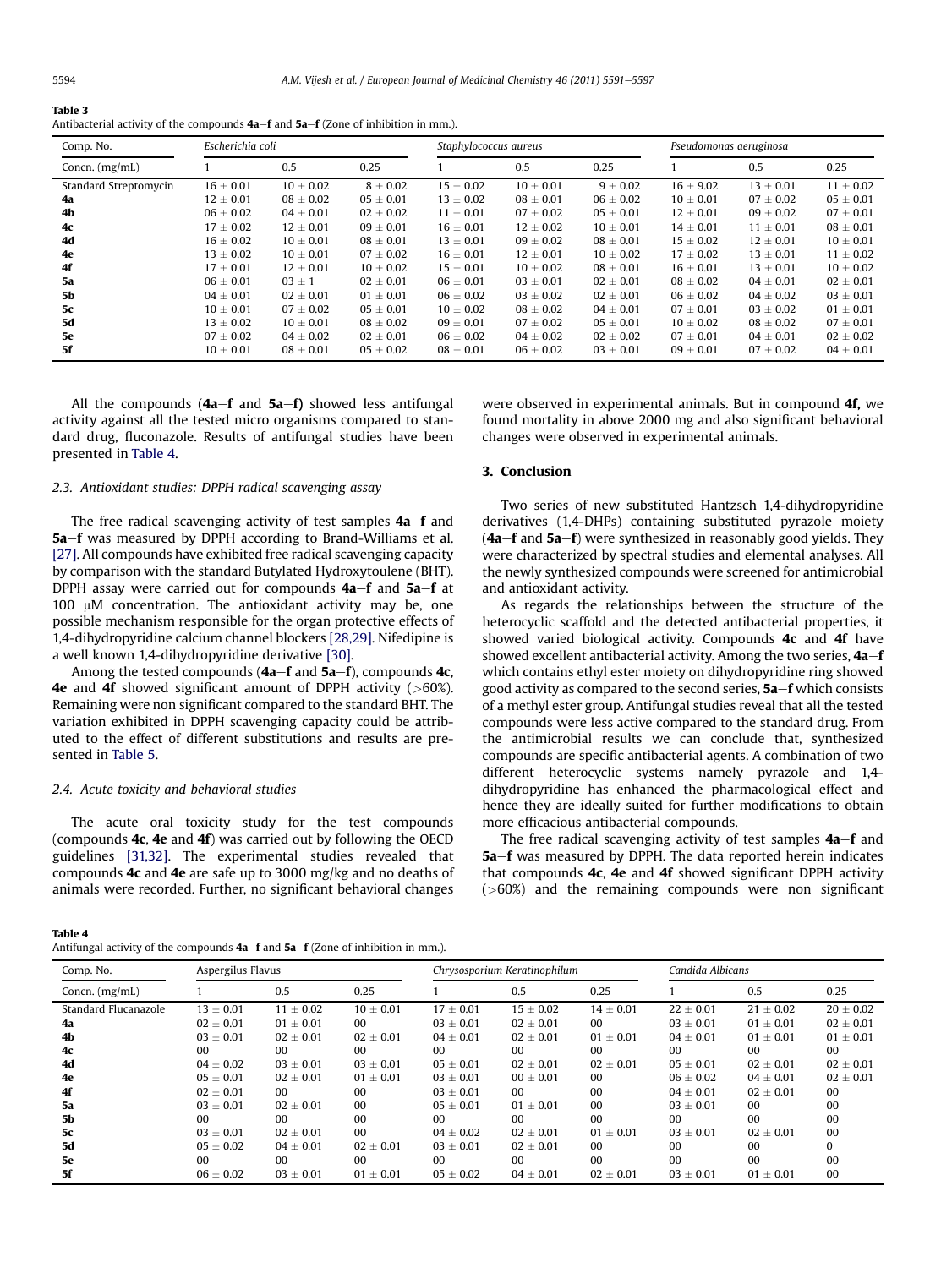**Table 3**
Antibacterial activity of the compounds **4a–f** and **5a–f** (Zone of inhibition in mm.).

| Comp. No. | *Escherichia coli* | | | *Staphylococcus aureus* | | | *Pseudomonas aeruginosa* | | |
|---|---|---|---|---|---|---|---|---|---|
| Concn. (mg/mL) | 1 | 0.5 | 0.25 | 1 | 0.5 | 0.25 | 1 | 0.5 | 0.25 |
| Standard Streptomycin | 16 ± 0.01 | 10 ± 0.02 | 8 ± 0.02 | 15 ± 0.02 | 10 ± 0.01 | 9 ± 0.02 | 16 ± 9.02 | 13 ± 0.01 | 11 ± 0.02 |
| **4a** | 12 ± 0.01 | 08 ± 0.02 | 05 ± 0.01 | 13 ± 0.02 | 08 ± 0.01 | 06 ± 0.02 | 10 ± 0.01 | 07 ± 0.02 | 05 ± 0.01 |
| **4b** | 06 ± 0.02 | 04 ± 0.01 | 02 ± 0.02 | 11 ± 0.01 | 07 ± 0.02 | 05 ± 0.01 | 12 ± 0.01 | 09 ± 0.02 | 07 ± 0.01 |
| **4c** | 17 ± 0.02 | 12 ± 0.01 | 09 ± 0.01 | 16 ± 0.01 | 12 ± 0.02 | 10 ± 0.01 | 14 ± 0.01 | 11 ± 0.01 | 08 ± 0.01 |
| **4d** | 16 ± 0.02 | 10 ± 0.01 | 08 ± 0.01 | 13 ± 0.01 | 09 ± 0.02 | 08 ± 0.01 | 15 ± 0.02 | 12 ± 0.01 | 10 ± 0.01 |
| **4e** | 13 ± 0.02 | 10 ± 0.01 | 07 ± 0.02 | 16 ± 0.01 | 12 ± 0.01 | 10 ± 0.02 | 17 ± 0.02 | 13 ± 0.01 | 11 ± 0.02 |
| **4f** | 17 ± 0.01 | 12 ± 0.01 | 10 ± 0.02 | 15 ± 0.01 | 10 ± 0.02 | 08 ± 0.01 | 16 ± 0.01 | 13 ± 0.01 | 10 ± 0.02 |
| **5a** | 06 ± 0.01 | 03 ± 1 | 02 ± 0.01 | 06 ± 0.01 | 03 ± 0.01 | 02 ± 0.01 | 08 ± 0.02 | 04 ± 0.01 | 02 ± 0.01 |
| **5b** | 04 ± 0.01 | 02 ± 0.01 | 01 ± 0.01 | 06 ± 0.02 | 03 ± 0.02 | 02 ± 0.01 | 06 ± 0.02 | 04 ± 0.02 | 03 ± 0.01 |
| **5c** | 10 ± 0.01 | 07 ± 0.02 | 05 ± 0.01 | 10 ± 0.02 | 08 ± 0.02 | 04 ± 0.01 | 07 ± 0.01 | 03 ± 0.02 | 01 ± 0.01 |
| **5d** | 13 ± 0.02 | 10 ± 0.01 | 08 ± 0.02 | 09 ± 0.01 | 07 ± 0.02 | 05 ± 0.01 | 10 ± 0.02 | 08 ± 0.02 | 07 ± 0.01 |
| **5e** | 07 ± 0.02 | 04 ± 0.02 | 02 ± 0.01 | 06 ± 0.02 | 04 ± 0.02 | 02 ± 0.02 | 07 ± 0.02 | 04 ± 0.01 | 02 ± 0.02 |
| **5f** | 10 ± 0.01 | 08 ± 0.01 | 05 ± 0.02 | 08 ± 0.01 | 06 ± 0.02 | 03 ± 0.01 | 09 ± 0.01 | 07 ± 0.02 | 04 ± 0.01 |

All the compounds (**4a–f** and **5a–f**) showed less antifungal activity against all the tested micro organisms compared to standard drug, fluconazole. Results of antifungal studies have been presented in Table 4.

### 2.3. Antioxidant studies: DPPH radical scavenging assay

The free radical scavenging activity of test samples **4a–f** and **5a–f** was measured by DPPH according to Brand-Williams et al. [27]. All compounds have exhibited free radical scavenging capacity by comparison with the standard Butylated Hydroxytoulene (BHT). DPPH assay were carried out for compounds **4a–f** and **5a–f** at 100 μM concentration. The antioxidant activity may be, one possible mechanism responsible for the organ protective effects of 1,4-dihydropyridine calcium channel blockers [28,29]. Nifedipine is a well known 1,4-dihydropyridine derivative [30].

Among the tested compounds (**4a–f** and **5a–f**), compounds **4c**, **4e** and **4f** showed significant amount of DPPH activity (>60%). Remaining were non significant compared to the standard BHT. The variation exhibited in DPPH scavenging capacity could be attributed to the effect of different substitutions and results are presented in Table 5.

### 2.4. Acute toxicity and behavioral studies

The acute oral toxicity study for the test compounds (compounds **4c**, **4e** and **4f**) was carried out by following the OECD guidelines [31,32]. The experimental studies revealed that compounds **4c** and **4e** are safe up to 3000 mg/kg and no deaths of animals were recorded. Further, no significant behavioral changes were observed in experimental animals. But in compound **4f**, we found mortality in above 2000 mg and also significant behavioral changes were observed in experimental animals.

## 3. Conclusion

Two series of new substituted Hantzsch 1,4-dihydropyridine derivatives (1,4-DHPs) containing substituted pyrazole moiety (**4a–f** and **5a–f**) were synthesized in reasonably good yields. They were characterized by spectral studies and elemental analyses. All the newly synthesized compounds were screened for antimicrobial and antioxidant activity.

As regards the relationships between the structure of the heterocyclic scaffold and the detected antibacterial properties, it showed varied biological activity. Compounds **4c** and **4f** have showed excellent antibacterial activity. Among the two series, **4a–f** which contains ethyl ester moiety on dihydropyridine ring showed good activity as compared to the second series, **5a–f** which consists of a methyl ester group. Antifungal studies reveal that all the tested compounds were less active compared to the standard drug. From the antimicrobial results we can conclude that, synthesized compounds are specific antibacterial agents. A combination of two different heterocyclic systems namely pyrazole and 1,4-dihydropyridine has enhanced the pharmacological effect and hence they are ideally suited for further modifications to obtain more efficacious antibacterial compounds.

The free radical scavenging activity of test samples **4a–f** and **5a–f** was measured by DPPH. The data reported herein indicates that compounds **4c**, **4e** and **4f** showed significant DPPH activity (>60%) and the remaining compounds were non significant

**Table 4**
Antifungal activity of the compounds **4a–f** and **5a–f** (Zone of inhibition in mm.).

| Comp. No. | Aspergillus Flavus | | | *Chrysosporium Keratinophilum* | | | *Candida Albicans* | | |
|---|---|---|---|---|---|---|---|---|---|
| Concn. (mg/mL) | 1 | 0.5 | 0.25 | 1 | 0.5 | 0.25 | 1 | 0.5 | 0.25 |
| Standard Flucanazole | 13 ± 0.01 | 11 ± 0.02 | 10 ± 0.01 | 17 ± 0.01 | 15 ± 0.02 | 14 ± 0.01 | 22 ± 0.01 | 21 ± 0.02 | 20 ± 0.02 |
| **4a** | 02 ± 0.01 | 01 ± 0.01 | 00 | 03 ± 0.01 | 02 ± 0.01 | 00 | 03 ± 0.01 | 01 ± 0.01 | 02 ± 0.01 |
| **4b** | 03 ± 0.01 | 02 ± 0.01 | 02 ± 0.01 | 04 ± 0.01 | 02 ± 0.01 | 01 ± 0.01 | 04 ± 0.01 | 01 ± 0.01 | 01 ± 0.01 |
| **4c** | 00 | 00 | 00 | 00 | 00 | 00 | 00 | 00 | 00 |
| **4d** | 04 ± 0.02 | 03 ± 0.01 | 03 ± 0.01 | 05 ± 0.01 | 02 ± 0.01 | 02 ± 0.01 | 05 ± 0.01 | 02 ± 0.01 | 02 ± 0.01 |
| **4e** | 05 ± 0.01 | 02 ± 0.01 | 01 ± 0.01 | 03 ± 0.01 | 00 ± 0.01 | 00 | 06 ± 0.02 | 04 ± 0.01 | 02 ± 0.01 |
| **4f** | 02 ± 0.01 | 00 | 00 | 03 ± 0.01 | 00 | 00 | 04 ± 0.01 | 02 ± 0.01 | 00 |
| **5a** | 03 ± 0.01 | 02 ± 0.01 | 00 | 05 ± 0.01 | 01 ± 0.01 | 00 | 03 ± 0.01 | 00 | 00 |
| **5b** | 00 | 00 | 00 | 00 | 00 | 00 | 00 | 00 | 00 |
| **5c** | 03 ± 0.01 | 02 ± 0.01 | 00 | 04 ± 0.02 | 02 ± 0.01 | 01 ± 0.01 | 03 ± 0.01 | 02 ± 0.01 | 00 |
| **5d** | 05 ± 0.02 | 04 ± 0.01 | 02 ± 0.01 | 03 ± 0.01 | 02 ± 0.01 | 00 | 00 | 00 | 0 |
| **5e** | 00 | 00 | 00 | 00 | 00 | 00 | 00 | 00 | 00 |
| **5f** | 06 ± 0.02 | 03 ± 0.01 | 01 ± 0.01 | 05 ± 0.02 | 04 ± 0.01 | 02 ± 0.01 | 03 ± 0.01 | 01 ± 0.01 | 00 |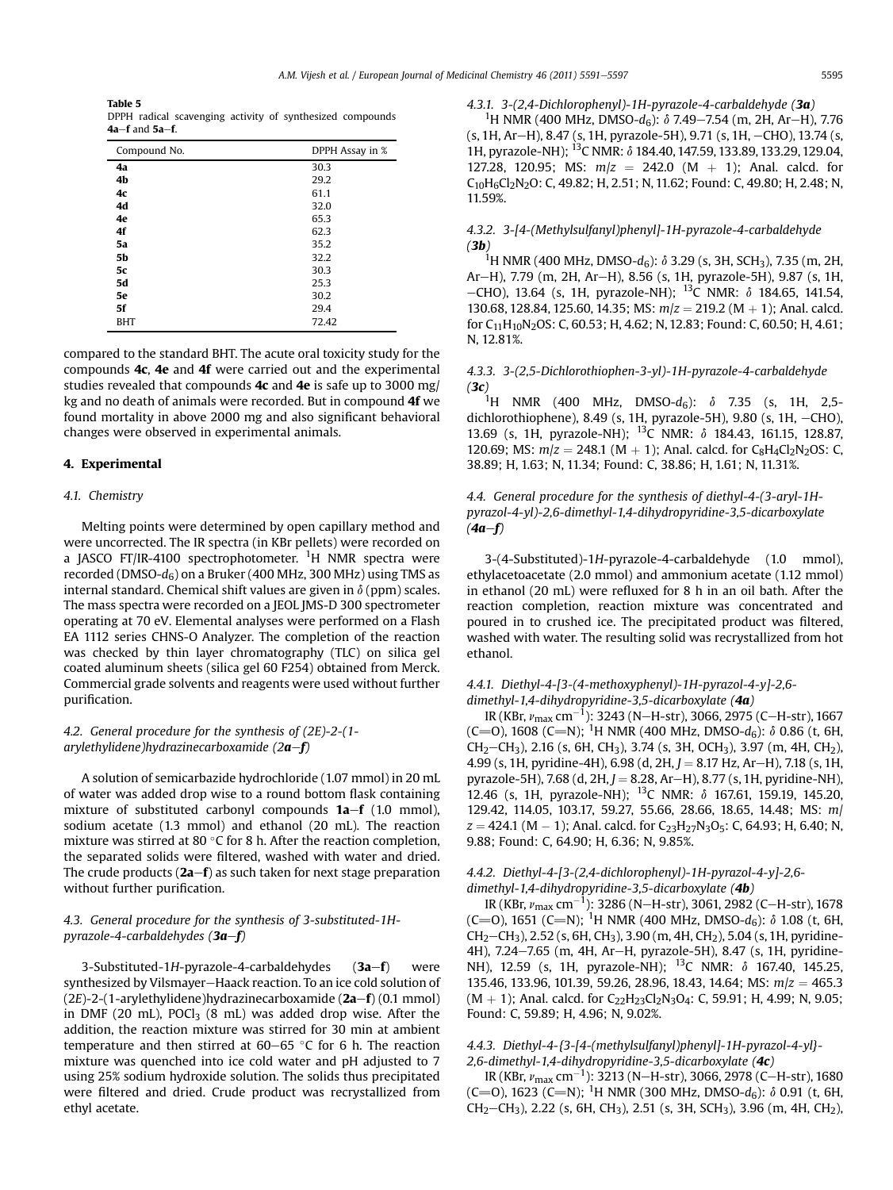**Table 5**
DPPH radical scavenging activity of synthesized compounds **4a**–**f** and **5a**–**f**.

| Compound No. | DPPH Assay in % |
|---|---|
| **4a** | 30.3 |
| **4b** | 29.2 |
| **4c** | 61.1 |
| **4d** | 32.0 |
| **4e** | 65.3 |
| **4f** | 62.3 |
| **5a** | 35.2 |
| **5b** | 32.2 |
| **5c** | 30.3 |
| **5d** | 25.3 |
| **5e** | 30.2 |
| **5f** | 29.4 |
| BHT | 72.42 |

compared to the standard BHT. The acute oral toxicity study for the compounds **4c**, **4e** and **4f** were carried out and the experimental studies revealed that compounds **4c** and **4e** is safe up to 3000 mg/kg and no death of animals were recorded. But in compound **4f** we found mortality in above 2000 mg and also significant behavioral changes were observed in experimental animals.

## 4. Experimental

### 4.1. Chemistry

Melting points were determined by open capillary method and were uncorrected. The IR spectra (in KBr pellets) were recorded on a JASCO FT/IR-4100 spectrophotometer. $^{1}$H NMR spectra were recorded (DMSO-$d_6$) on a Bruker (400 MHz, 300 MHz) using TMS as internal standard. Chemical shift values are given in $\delta$ (ppm) scales. The mass spectra were recorded on a JEOL JMS-D 300 spectrometer operating at 70 eV. Elemental analyses were performed on a Flash EA 1112 series CHNS-O Analyzer. The completion of the reaction was checked by thin layer chromatography (TLC) on silica gel coated aluminum sheets (silica gel 60 F254) obtained from Merck. Commercial grade solvents and reagents were used without further purification.

### 4.2. General procedure for the synthesis of (2E)-2-(1-arylethylidene)hydrazinecarboxamide (2a–f)

A solution of semicarbazide hydrochloride (1.07 mmol) in 20 mL of water was added drop wise to a round bottom flask containing mixture of substituted carbonyl compounds **1a**–**f** (1.0 mmol), sodium acetate (1.3 mmol) and ethanol (20 mL). The reaction mixture was stirred at 80 °C for 8 h. After the reaction completion, the separated solids were filtered, washed with water and dried. The crude products (**2a**–**f**) as such taken for next stage preparation without further purification.

### 4.3. General procedure for the synthesis of 3-substituted-1H-pyrazole-4-carbaldehydes (3a–f)

3-Substituted-1*H*-pyrazole-4-carbaldehydes (**3a**–**f**) were synthesized by Vilsmayer–Haack reaction. To an ice cold solution of (2*E*)-2-(1-arylethylidene)hydrazinecarboxamide (**2a**–**f**) (0.1 mmol) in DMF (20 mL), $POCl_3$ (8 mL) was added drop wise. After the addition, the reaction mixture was stirred for 30 min at ambient temperature and then stirred at 60–65 °C for 6 h. The reaction mixture was quenched into ice cold water and pH adjusted to 7 using 25% sodium hydroxide solution. The solids thus precipitated were filtered and dried. Crude product was recrystallized from ethyl acetate.

#### 4.3.1. 3-(2,4-Dichlorophenyl)-1H-pyrazole-4-carbaldehyde (3a)

$^{1}$H NMR (400 MHz, DMSO-$d_6$): $\delta$ 7.49–7.54 (m, 2H, Ar–H), 7.76 (s, 1H, Ar–H), 8.47 (s, 1H, pyrazole-5H), 9.71 (s, 1H, –CHO), 13.74 (s, 1H, pyrazole-NH); $^{13}$C NMR: $\delta$ 184.40, 147.59, 133.89, 133.29, 129.04, 127.28, 120.95; MS: $m/z$ = 242.0 (M + 1); Anal. calcd. for $C_{10}H_6Cl_2N_2O$: C, 49.82; H, 2.51; N, 11.62; Found: C, 49.80; H, 2.48; N, 11.59%.

#### 4.3.2. 3-[4-(Methylsulfanyl)phenyl]-1H-pyrazole-4-carbaldehyde (3b)

$^{1}$H NMR (400 MHz, DMSO-$d_6$): $\delta$ 3.29 (s, 3H, $SCH_3$), 7.35 (m, 2H, Ar–H), 7.79 (m, 2H, Ar–H), 8.56 (s, 1H, pyrazole-5H), 9.87 (s, 1H, –CHO), 13.64 (s, 1H, pyrazole-NH); $^{13}$C NMR: $\delta$ 184.65, 141.54, 130.68, 128.84, 125.60, 14.35; MS: $m/z$ = 219.2 (M + 1); Anal. calcd. for $C_{11}H_{10}N_2OS$: C, 60.53; H, 4.62; N, 12.83; Found: C, 60.50; H, 4.61; N, 12.81%.

#### 4.3.3. 3-(2,5-Dichlorothiophen-3-yl)-1H-pyrazole-4-carbaldehyde (3c)

$^{1}$H NMR (400 MHz, DMSO-$d_6$): $\delta$ 7.35 (s, 1H, 2,5-dichlorothiophene), 8.49 (s, 1H, pyrazole-5H), 9.80 (s, 1H, –CHO), 13.69 (s, 1H, pyrazole-NH); $^{13}$C NMR: $\delta$ 184.43, 161.15, 128.87, 120.69; MS: $m/z$ = 248.1 (M + 1); Anal. calcd. for $C_8H_4Cl_2N_2OS$: C, 38.89; H, 1.63; N, 11.34; Found: C, 38.86; H, 1.61; N, 11.31%.

### 4.4. General procedure for the synthesis of diethyl-4-(3-aryl-1H-pyrazol-4-yl)-2,6-dimethyl-1,4-dihydropyridine-3,5-dicarboxylate (4a–f)

3-(4-Substituted)-1*H*-pyrazole-4-carbaldehyde (1.0 mmol), ethylacetoacetate (2.0 mmol) and ammonium acetate (1.12 mmol) in ethanol (20 mL) were refluxed for 8 h in an oil bath. After the reaction completion, reaction mixture was concentrated and poured in to crushed ice. The precipitated product was filtered, washed with water. The resulting solid was recrystallized from hot ethanol.

#### 4.4.1. Diethyl-4-[3-(4-methoxyphenyl)-1H-pyrazol-4-y]-2,6-dimethyl-1,4-dihydropyridine-3,5-dicarboxylate (4a)

IR (KBr, $\nu_{max}$ cm$^{-1}$): 3243 (N–H-str), 3066, 2975 (C–H-str), 1667 (C=O), 1608 (C=N); $^{1}$H NMR (400 MHz, DMSO-$d_6$): $\delta$ 0.86 (t, 6H, $CH_2$–$CH_3$), 2.16 (s, 6H, $CH_3$), 3.74 (s, 3H, $OCH_3$), 3.97 (m, 4H, $CH_2$), 4.99 (s, 1H, pyridine-4H), 6.98 (d, 2H, $J$ = 8.17 Hz, Ar–H), 7.18 (s, 1H, pyrazole-5H), 7.68 (d, 2H, $J$ = 8.28, Ar–H), 8.77 (s, 1H, pyridine-NH), 12.46 (s, 1H, pyrazole-NH); $^{13}$C NMR: $\delta$ 167.61, 159.19, 145.20, 129.42, 114.05, 103.17, 59.27, 55.66, 28.66, 18.65, 14.48; MS: $m/z$ = 424.1 (M − 1); Anal. calcd. for $C_{23}H_{27}N_3O_5$: C, 64.93; H, 6.40; N, 9.88; Found: C, 64.90; H, 6.36; N, 9.85%.

#### 4.4.2. Diethyl-4-[3-(2,4-dichlorophenyl)-1H-pyrazol-4-y]-2,6-dimethyl-1,4-dihydropyridine-3,5-dicarboxylate (4b)

IR (KBr, $\nu_{max}$ cm$^{-1}$): 3286 (N–H-str), 3061, 2982 (C–H-str), 1678 (C=O), 1651 (C=N); $^{1}$H NMR (400 MHz, DMSO-$d_6$): $\delta$ 1.08 (t, 6H, $CH_2$–$CH_3$), 2.52 (s, 6H, $CH_3$), 3.90 (m, 4H, $CH_2$), 5.04 (s, 1H, pyridine-4H), 7.24–7.65 (m, 4H, Ar–H, pyrazole-5H), 8.47 (s, 1H, pyridine-NH), 12.59 (s, 1H, pyrazole-NH); $^{13}$C NMR: $\delta$ 167.40, 145.25, 135.46, 133.96, 101.39, 59.26, 28.96, 18.43, 14.64; MS: $m/z$ = 465.3 (M + 1); Anal. calcd. for $C_{22}H_{23}Cl_2N_3O_4$: C, 59.91; H, 4.99; N, 9.05; Found: C, 59.89; H, 4.96; N, 9.02%.

#### 4.4.3. Diethyl-4-{3-[4-(methylsulfanyl)phenyl]-1H-pyrazol-4-yl}-2,6-dimethyl-1,4-dihydropyridine-3,5-dicarboxylate (4c)

IR (KBr, $\nu_{max}$ cm$^{-1}$): 3213 (N–H-str), 3066, 2978 (C–H-str), 1680 (C=O), 1623 (C=N); $^{1}$H NMR (300 MHz, DMSO-$d_6$): $\delta$ 0.91 (t, 6H, $CH_2$–$CH_3$), 2.22 (s, 6H, $CH_3$), 2.51 (s, 3H, $SCH_3$), 3.96 (m, 4H, $CH_2$),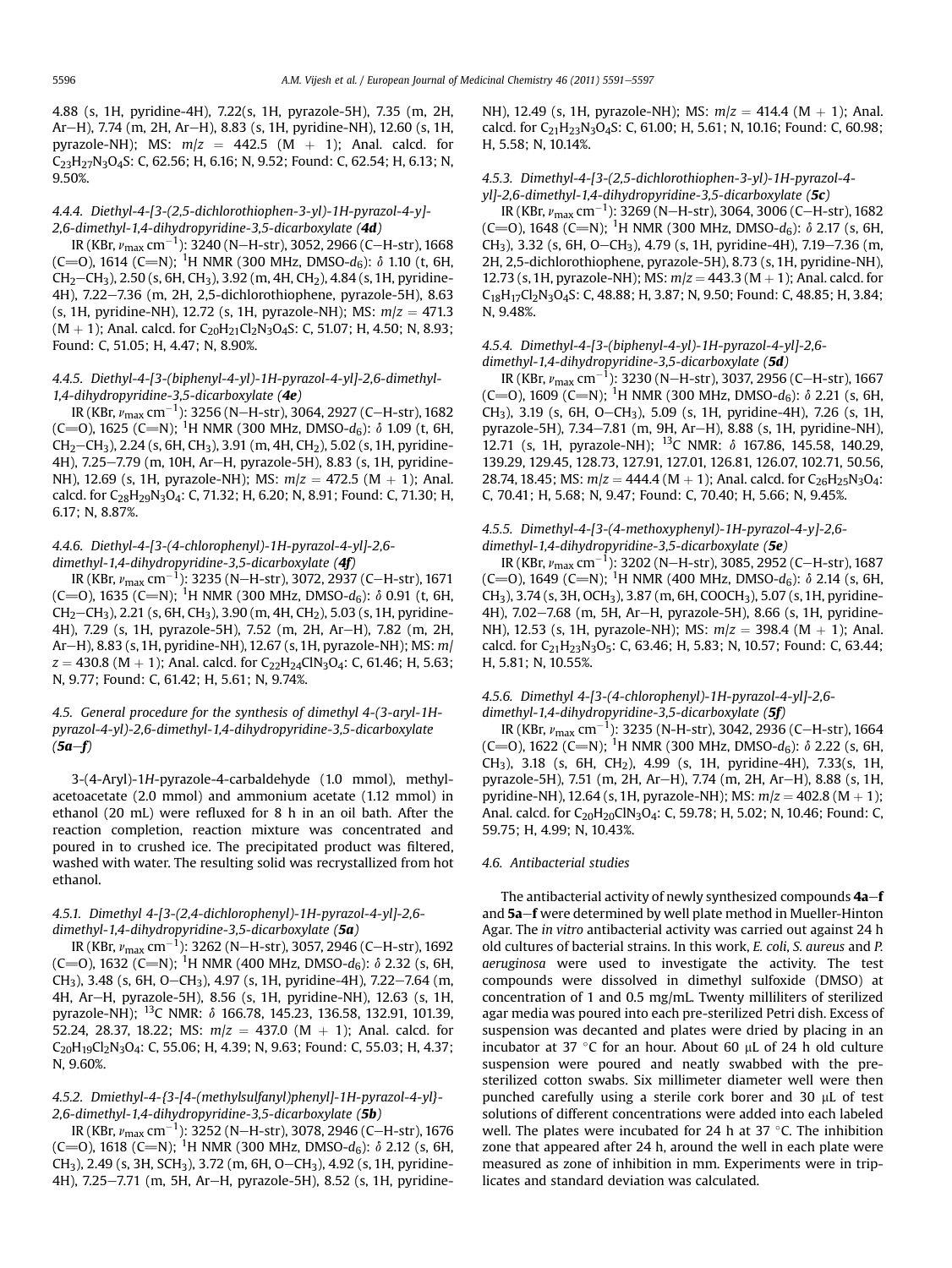4.88 (s, 1H, pyridine-4H), 7.22(s, 1H, pyrazole-5H), 7.35 (m, 2H, Ar–H), 7.74 (m, 2H, Ar–H), 8.83 (s, 1H, pyridine-NH), 12.60 (s, 1H, pyrazole-NH); MS: $m/z$ = 442.5 (M + 1); Anal. calcd. for $C_{23}H_{27}N_3O_4S$: C, 62.56; H, 6.16; N, 9.52; Found: C, 62.54; H, 6.13; N, 9.50%.

#### 4.4.4. Diethyl-4-[3-(2,5-dichlorothiophen-3-yl)-1H-pyrazol-4-yl]-2,6-dimethyl-1,4-dihydropyridine-3,5-dicarboxylate (**4d**)

IR (KBr, $\nu_{max}$ cm$^{-1}$): 3240 (N–H-str), 3052, 2966 (C–H-str), 1668 (C=O), 1614 (C=N); $^1$H NMR (300 MHz, DMSO-$d_6$): δ 1.10 (t, 6H, $CH_2$–$CH_3$), 2.50 (s, 6H, $CH_3$), 3.92 (m, 4H, $CH_2$), 4.84 (s, 1H, pyridine-4H), 7.22–7.36 (m, 2H, 2,5-dichlorothiophene, pyrazole-5H), 8.63 (s, 1H, pyridine-NH), 12.72 (s, 1H, pyrazole-NH); MS: $m/z$ = 471.3 (M + 1); Anal. calcd. for $C_{20}H_{21}Cl_2N_3O_4S$: C, 51.07; H, 4.50; N, 8.93; Found: C, 51.05; H, 4.47; N, 8.90%.

#### 4.4.5. Diethyl-4-[3-(biphenyl-4-yl)-1H-pyrazol-4-yl]-2,6-dimethyl-1,4-dihydropyridine-3,5-dicarboxylate (**4e**)

IR (KBr, $\nu_{max}$ cm$^{-1}$): 3256 (N–H-str), 3064, 2927 (C–H-str), 1682 (C=O), 1625 (C=N); $^1$H NMR (300 MHz, DMSO-$d_6$): δ 1.09 (t, 6H, $CH_2$–$CH_3$), 2.24 (s, 6H, $CH_3$), 3.91 (m, 4H, $CH_2$), 5.02 (s, 1H, pyridine-4H), 7.25–7.79 (m, 10H, Ar–H, pyrazole-5H), 8.83 (s, 1H, pyridine-NH), 12.69 (s, 1H, pyrazole-NH); MS: $m/z$ = 472.5 (M + 1); Anal. calcd. for $C_{28}H_{29}N_3O_4$: C, 71.32; H, 6.20; N, 8.91; Found: C, 71.30; H, 6.17; N, 8.87%.

#### 4.4.6. Diethyl-4-[3-(4-chlorophenyl)-1H-pyrazol-4-yl]-2,6-dimethyl-1,4-dihydropyridine-3,5-dicarboxylate (**4f**)

IR (KBr, $\nu_{max}$ cm$^{-1}$): 3235 (N–H-str), 3072, 2937 (C–H-str), 1671 (C=O), 1635 (C=N); $^1$H NMR (300 MHz, DMSO-$d_6$): δ 0.91 (t, 6H, $CH_2$–$CH_3$), 2.21 (s, 6H, $CH_3$), 3.90 (m, 4H, $CH_2$), 5.03 (s, 1H, pyridine-4H), 7.29 (s, 1H, pyrazole-5H), 7.52 (m, 2H, Ar–H), 7.82 (m, 2H, Ar–H), 8.83 (s, 1H, pyridine-NH), 12.67 (s, 1H, pyrazole-NH); MS: $m/z$ = 430.8 (M + 1); Anal. calcd. for $C_{22}H_{24}ClN_3O_4$: C, 61.46; H, 5.63; N, 9.77; Found: C, 61.42; H, 5.61; N, 9.74%.

### 4.5. General procedure for the synthesis of dimethyl 4-(3-aryl-1H-pyrazol-4-yl)-2,6-dimethyl-1,4-dihydropyridine-3,5-dicarboxylate (**5a–f**)

3-(4-Aryl)-1H-pyrazole-4-carbaldehyde (1.0 mmol), methylacetoacetate (2.0 mmol) and ammonium acetate (1.12 mmol) in ethanol (20 mL) were refluxed for 8 h in an oil bath. After the reaction completion, reaction mixture was concentrated and poured in to crushed ice. The precipitated product was filtered, washed with water. The resulting solid was recrystallized from hot ethanol.

#### 4.5.1. Dimethyl 4-[3-(2,4-dichlorophenyl)-1H-pyrazol-4-yl]-2,6-dimethyl-1,4-dihydropyridine-3,5-dicarboxylate (**5a**)

IR (KBr, $\nu_{max}$ cm$^{-1}$): 3262 (N–H-str), 3057, 2946 (C–H-str), 1692 (C=O), 1632 (C=N); $^1$H NMR (400 MHz, DMSO-$d_6$): δ 2.32 (s, 6H, $CH_3$), 3.48 (s, 6H, O–$CH_3$), 4.97 (s, 1H, pyridine-4H), 7.22–7.64 (m, 4H, Ar–H, pyrazole-5H), 8.56 (s, 1H, pyridine-NH), 12.63 (s, 1H, pyrazole-NH); $^{13}$C NMR: δ 166.78, 145.23, 136.58, 132.91, 101.39, 52.24, 28.37, 18.22; MS: $m/z$ = 437.0 (M + 1); Anal. calcd. for $C_{20}H_{19}Cl_2N_3O_4$: C, 55.06; H, 4.39; N, 9.63; Found: C, 55.03; H, 4.37; N, 9.60%.

#### 4.5.2. Dmiethyl-4-{3-[4-(methylsulfanyl)phenyl]-1H-pyrazol-4-yl}-2,6-dimethyl-1,4-dihydropyridine-3,5-dicarboxylate (**5b**)

IR (KBr, $\nu_{max}$ cm$^{-1}$): 3252 (N–H-str), 3078, 2946 (C–H-str), 1676 (C=O), 1618 (C=N); $^1$H NMR (300 MHz, DMSO-$d_6$): δ 2.12 (s, 6H, $CH_3$), 2.49 (s, 3H, $SCH_3$), 3.72 (m, 6H, O–$CH_3$), 4.92 (s, 1H, pyridine-4H), 7.25–7.71 (m, 5H, Ar–H, pyrazole-5H), 8.52 (s, 1H, pyridine-NH), 12.49 (s, 1H, pyrazole-NH); MS: $m/z$ = 414.4 (M + 1); Anal. calcd. for $C_{21}H_{23}N_3O_4S$: C, 61.00; H, 5.61; N, 10.16; Found: C, 60.98; H, 5.58; N, 10.14%.

#### 4.5.3. Dimethyl-4-[3-(2,5-dichlorothiophen-3-yl)-1H-pyrazol-4-yl]-2,6-dimethyl-1,4-dihydropyridine-3,5-dicarboxylate (**5c**)

IR (KBr, $\nu_{max}$ cm$^{-1}$): 3269 (N–H-str), 3064, 3006 (C–H-str), 1682 (C=O), 1648 (C=N); $^1$H NMR (300 MHz, DMSO-$d_6$): δ 2.17 (s, 6H, $CH_3$), 3.32 (s, 6H, O–$CH_3$), 4.79 (s, 1H, pyridine-4H), 7.19–7.36 (m, 2H, 2,5-dichlorothiophene, pyrazole-5H), 8.73 (s, 1H, pyridine-NH), 12.73 (s, 1H, pyrazole-NH); MS: $m/z$ = 443.3 (M + 1); Anal. calcd. for $C_{18}H_{17}Cl_2N_3O_4S$: C, 48.88; H, 3.87; N, 9.50; Found: C, 48.85; H, 3.84; N, 9.48%.

#### 4.5.4. Dimethyl-4-[3-(biphenyl-4-yl)-1H-pyrazol-4-yl]-2,6-dimethyl-1,4-dihydropyridine-3,5-dicarboxylate (**5d**)

IR (KBr, $\nu_{max}$ cm$^{-1}$): 3230 (N–H-str), 3037, 2956 (C–H-str), 1667 (C=O), 1609 (C=N); $^1$H NMR (300 MHz, DMSO-$d_6$): δ 2.21 (s, 6H, $CH_3$), 3.19 (s, 6H, O–$CH_3$), 5.09 (s, 1H, pyridine-4H), 7.26 (s, 1H, pyrazole-5H), 7.34–7.81 (m, 9H, Ar–H), 8.88 (s, 1H, pyridine-NH), 12.71 (s, 1H, pyrazole-NH); $^{13}$C NMR: δ 167.86, 145.58, 140.29, 139.29, 129.45, 128.73, 127.91, 127.01, 126.81, 126.07, 102.71, 50.56, 28.74, 18.45; MS: $m/z$ = 444.4 (M + 1); Anal. calcd. for $C_{26}H_{25}N_3O_4$: C, 70.41; H, 5.68; N, 9.47; Found: C, 70.40; H, 5.66; N, 9.45%.

#### 4.5.5. Dimethyl-4-[3-(4-methoxyphenyl)-1H-pyrazol-4-y]-2,6-dimethyl-1,4-dihydropyridine-3,5-dicarboxylate (**5e**)

IR (KBr, $\nu_{max}$ cm$^{-1}$): 3202 (N–H-str), 3085, 2952 (C–H-str), 1687 (C=O), 1649 (C=N); $^1$H NMR (400 MHz, DMSO-$d_6$): δ 2.14 (s, 6H, $CH_3$), 3.74 (s, 3H, $OCH_3$), 3.87 (m, 6H, $COOCH_3$), 5.07 (s, 1H, pyridine-4H), 7.02–7.68 (m, 5H, Ar–H, pyrazole-5H), 8.66 (s, 1H, pyridine-NH), 12.53 (s, 1H, pyrazole-NH); MS: $m/z$ = 398.4 (M + 1); Anal. calcd. for $C_{21}H_{23}N_3O_5$: C, 63.46; H, 5.83; N, 10.57; Found: C, 63.44; H, 5.81; N, 10.55%.

#### 4.5.6. Dimethyl 4-[3-(4-chlorophenyl)-1H-pyrazol-4-yl]-2,6-dimethyl-1,4-dihydropyridine-3,5-dicarboxylate (**5f**)

IR (KBr, $\nu_{max}$ cm$^{-1}$): 3235 (N-H-str), 3042, 2936 (C–H-str), 1664 (C=O), 1622 (C=N); $^1$H NMR (300 MHz, DMSO-$d_6$): δ 2.22 (s, 6H, $CH_3$), 3.18 (s, 6H, $CH_2$), 4.99 (s, 1H, pyridine-4H), 7.33(s, 1H, pyrazole-5H), 7.51 (m, 2H, Ar–H), 7.74 (m, 2H, Ar–H), 8.88 (s, 1H, pyridine-NH), 12.64 (s, 1H, pyrazole-NH); MS: $m/z$ = 402.8 (M + 1); Anal. calcd. for $C_{20}H_{20}ClN_3O_4$: C, 59.78; H, 5.02; N, 10.46; Found: C, 59.75; H, 4.99; N, 10.43%.

### 4.6. Antibacterial studies

The antibacterial activity of newly synthesized compounds **4a–f** and **5a–f** were determined by well plate method in Mueller-Hinton Agar. The *in vitro* antibacterial activity was carried out against 24 h old cultures of bacterial strains. In this work, *E. coli*, *S. aureus* and *P. aeruginosa* were used to investigate the activity. The test compounds were dissolved in dimethyl sulfoxide (DMSO) at concentration of 1 and 0.5 mg/mL. Twenty milliliters of sterilized agar media was poured into each pre-sterilized Petri dish. Excess of suspension was decanted and plates were dried by placing in an incubator at 37 °C for an hour. About 60 μL of 24 h old culture suspension were poured and neatly swabbed with the pre-sterilized cotton swabs. Six millimeter diameter well were then punched carefully using a sterile cork borer and 30 μL of test solutions of different concentrations were added into each labeled well. The plates were incubated for 24 h at 37 °C. The inhibition zone that appeared after 24 h, around the well in each plate were measured as zone of inhibition in mm. Experiments were in triplicates and standard deviation was calculated.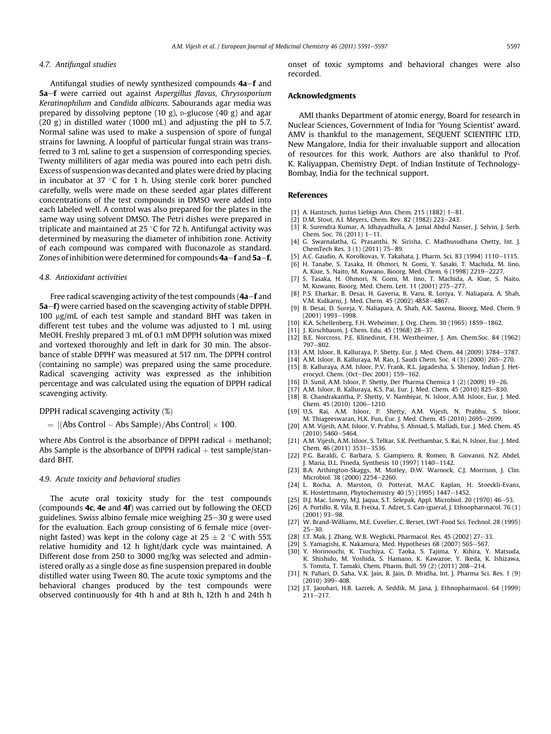### 4.7. Antifungal studies

Antifungal studies of newly synthesized compounds **4a–f** and **5a–f** were carried out against *Aspergillus flavus, Chrysosporium Keratinophilum* and *Candida albicans.* Sabourands agar media was prepared by dissolving peptone (10 g), D-glucose (40 g) and agar (20 g) in distilled water (1000 mL) and adjusting the pH to 5.7. Normal saline was used to make a suspension of spore of fungal strains for lawning. A loopful of particular fungal strain was transferred to 3 mL saline to get a suspension of corresponding species. Twenty milliliters of agar media was poured into each petri dish. Excess of suspension was decanted and plates were dried by placing in incubator at 37 °C for 1 h. Using sterile cork borer punched carefully, wells were made on these seeded agar plates different concentrations of the test compounds in DMSO were added into each labeled well. A control was also prepared for the plates in the same way using solvent DMSO. The Petri dishes were prepared in triplicate and maintained at 25 °C for 72 h. Antifungal activity was determined by measuring the diameter of inhibition zone. Activity of each compound was compared with fluconazole as standard. Zones of inhibition were determined for compounds **4a–f** and **5a–f.**

### 4.8. Antioxidant activities

Free radical scavenging activity of the test compounds (**4a–f** and **5a–f)** were carried based on the scavenging activity of stable DPPH. 100 μg/mL of each test sample and standard BHT was taken in different test tubes and the volume was adjusted to 1 mL using MeOH. Freshly prepared 3 mL of 0.1 mM DPPH solution was mixed and vortexed thoroughly and left in dark for 30 min. The absorbance of stable DPPH• was measured at 517 nm. The DPPH control (containing no sample) was prepared using the same procedure. Radical scavenging activity was expressed as the inhibition percentage and was calculated using the equation of DPPH radical scavenging activity.

$$\text{DPPH radical scavenging activity (\%)} = [(\text{Abs Control} - \text{Abs Sample})/\text{Abs Control}] \times 100.$$

where Abs Control is the absorbance of DPPH radical + methanol; Abs Sample is the absorbance of DPPH radical + test sample/standard BHT.

### 4.9. Acute toxicity and behavioral studies

The acute oral toxicity study for the test compounds (compounds **4c**, **4e** and **4f**) was carried out by following the OECD guidelines. Swiss albino female mice weighing 25–30 g were used for the evaluation. Each group consisting of 6 female mice (overnight fasted) was kept in the colony cage at 25 ± 2 °C with 55% relative humidity and 12 h light/dark cycle was maintained. A Different dose from 250 to 3000 mg/kg was selected and administered orally as a single dose as fine suspension prepared in double distilled water using Tween 80. The acute toxic symptoms and the behavioral changes produced by the test compounds were observed continuously for 4th h and at 8th h, 12th h and 24th h onset of toxic symptoms and behavioral changes were also recorded.

## Acknowledgments

AMI thanks Department of atomic energy, Board for research in Nuclear Sciences, Government of India for 'Young Scientist' award. AMV is thankful to the management, SEQUENT SCIENTIFIC LTD, New Mangalore, India for their invaluable support and allocation of resources for this work. Authors are also thankful to Prof. K. Kaliyappan, Chemistry Dept. of Indian Institute of Technology-Bombay, India for the technical support.

## References

[1] A. Hantzsch, Justus Liebigs Ann. Chem. 215 (1882) 1–81.
[2] D.M. Stout, A.I. Meyers, Chem. Rev. 82 (1982) 223–243.
[3] R. Surendra Kumar, A. Idhayadhulla, A. Jamal Abdul Nasser, J. Selvin, J. Serb. Chem. Soc. 76 (2011) 1–11.
[4] G. Swarnalatha, G. Prasanthi, N. Sirisha, C. Madhusudhana Chetty, Int. J. ChemTech Res. 3 (1) (2011) 75–89.
[5] A.C. Gaudio, A. Korolkovas, Y. Takahata, J. Pharm. Sci. 83 (1994) 1110–1115.
[6] H. Tanabe, S. Tasaka, H. Ohmori, N. Gomi, Y. Sasaki, T. Machida, M. Iino, A. Kiue, S. Naito, M. Kuwano, Bioorg. Med. Chem. 6 (1998) 2219–2227.
[7] S. Tasaka, H. Ohmori, N. Gomi, M. Iino, T. Machida, A. Kiue, S. Naito, M. Kuwano, Bioorg. Med. Chem. Lett. 11 (2001) 275–277.
[8] P.S. Eharkar, B. Desai, H. Gaveria, B. Varu, R. Loriya, Y. Naliapara, A. Shah, V.M. Kulkarni, J. Med. Chem. 45 (2002) 4858–4867.
[9] B. Desai, D. Sureja, Y. Naliapara, A. Shah, A.K. Saxena, Bioorg. Med. Chem. 9 (2001) 1993–1998.
[10] K.A. Schellenberg, F.H. Weheimer, J. Org. Chem. 30 (1965) 1859–1862.
[11] J. Kirschbaum, J. Chem. Edu. 45 (1968) 28–37.
[12] B.E. Norcross, P.E. Klinedinst, F.H. Westheimer, J. Am. Chem.Soc. 84 (1962) 797–802.
[13] A.M. Isloor, B. Kalluraya, P. Shetty, Eur. J. Med. Chem. 44 (2009) 3784–3787.
[14] A.M. Isloor, B. Kalluraya, M. Rao, J. Saudi Chem. Soc. 4 (3) (2000) 265–270.
[15] B. Kalluraya, A.M. Isloor, P.V. Frank, R.L. Jagadesha, S. Shenoy, Indian J. Heterocycl. Chem. (Oct–Dec 2001) 159–162.
[16] D. Sunil, A.M. Isloor, P. Shetty, Der Pharma Chemica 1 (2) (2009) 19–26.
[17] A.M. Isloor, B. Kalluraya, K.S. Pai, Eur. J. Med. Chem. 45 (2010) 825–830.
[18] B. Chandrakantha, P. Shetty, V. Nambiyar, N. Isloor, A.M. Isloor, Eur. J. Med. Chem. 45 (2010) 1206–1210.
[19] U.S. Rai, A.M. Isloor, P. Shetty, A.M. Vijesh, N. Prabhu, S. Isloor, M. Thiageeswaran, H.K. Fun, Eur. J. Med. Chem. 45 (2010) 2695–2699.
[20] A.M. Vijesh, A.M. Isloor, V. Prabhu, S. Ahmad, S. Malladi, Eur. J. Med. Chem. 45 (2010) 5460–5464.
[21] A.M. Vijesh, A.M. Isloor, S. Telkar, S.K. Peethambar, S. Rai, N. Isloor, Eur. J. Med. Chem. 46 (2011) 3531–3536.
[22] P.G. Baraldi, C. Barbara, S. Giampiero, R. Romeo, B. Giovanni, N.Z. Abdel, J. Maria, D.L. Pineda, Synthesis 10 (1997) 1140–1142.
[23] B.A. Arthington-Skaggs, M. Motley, D.W. Warnock, C.J. Morrison, J. Clin. Microbiol. 38 (2000) 2254–2260.
[24] L. Rocha, A. Marston, O. Potterat, M.A.C. Kaplan, H. Stoeckli-Evans, K. Hostettmann, Phytochemistry 40 (5) (1995) 1447–1452.
[25] D.J. Mac. Lowry, M.J. Jaqua, S.T. Selepak, Appl. Microbiol. 20 (1970) 46–53.
[26] A. Portillo, R. Vila, B. Freixa, T. Adzet, S. Can-igueral, J. Ethnopharmacol. 76 (1) (2001) 93–98.
[27] W. Brand-Williams, M.E. Cuvelier, C. Berset, LWT-Food Sci. Technol. 28 (1995) 25–30.
[28] I.T. Mak, J. Zhang, W.B. Weglicki, Pharmacol. Res. 45 (2002) 27–33.
[29] S. Yamagishi, K. Nakamura, Med. Hypotheses 68 (2007) 565–567.
[30] Y. Horinouchi, K. Tsuchiya, C. Taoka, S. Tajima, Y. Kihira, Y. Matsuda, K. Shishido, M. Yoshida, S. Hamano, K. Kawazoe, Y. Ikeda, K. Ishizawa, S. Tomita, T. Tamaki, Chem. Pharm. Bull. 59 (2) (2011) 208–214.
[31] N. Pahari, D. Saha, V.K. Jain, B. Jain, D. Mridha, Int. J. Pharma Sci. Res. 1 (9) (2010) 399–408.
[32] J.T. Jaouhari, H.B. Lazrek, A. Seddik, M. Jana, J. Ethnopharmacol. 64 (1999) 211–217.